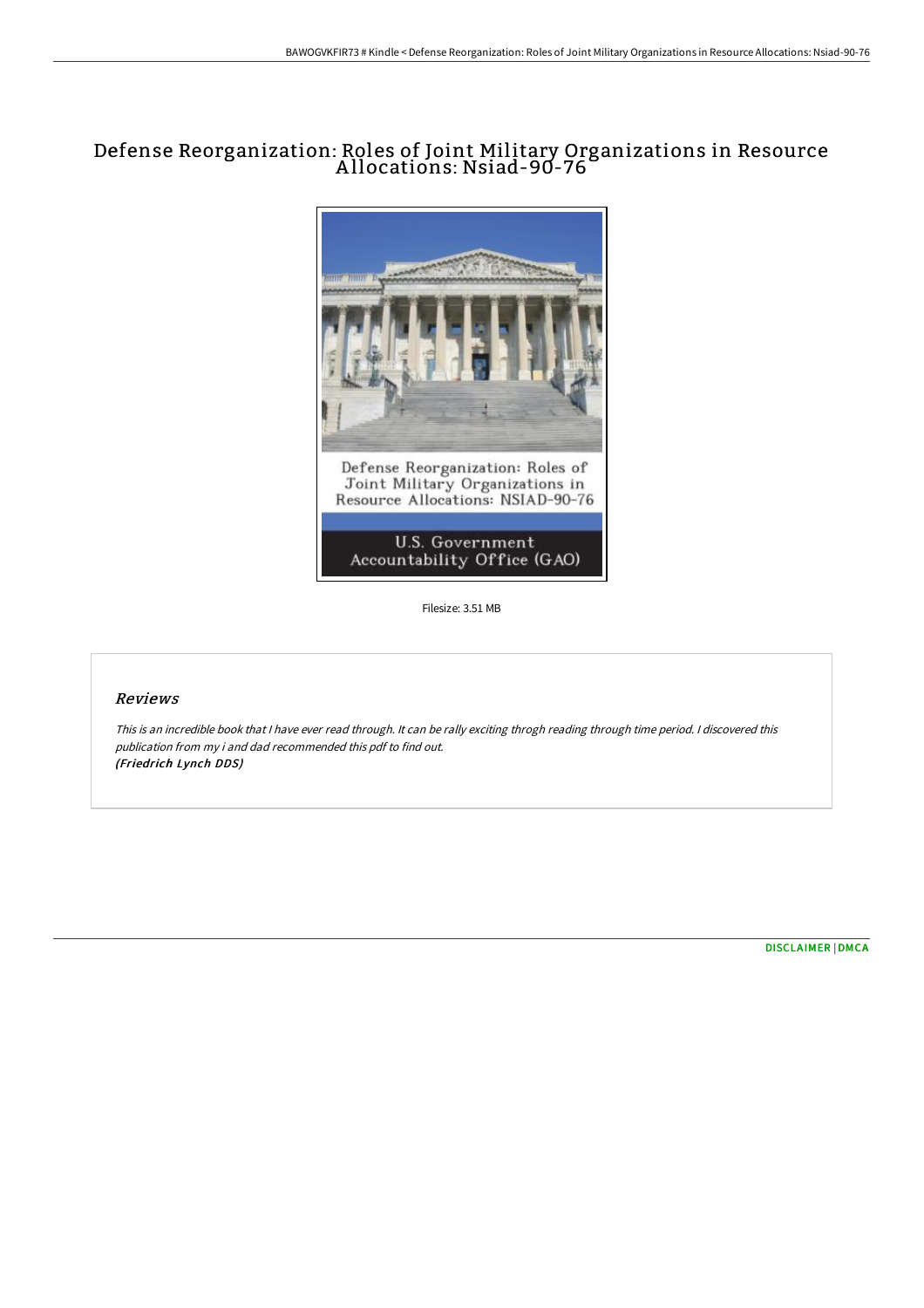# Defense Reorganization: Roles of Joint Military Organizations in Resource Allocations: Nsiad-90-76

Filesize: 3.51 MB

## *Reviews*

*This is an incredible book that I have ever read through. It can be rally exciting throgh reading through time period. I discovered this publication from my i and dad recommended this pdf to find out.*
*(Friedrich Lynch DDS)*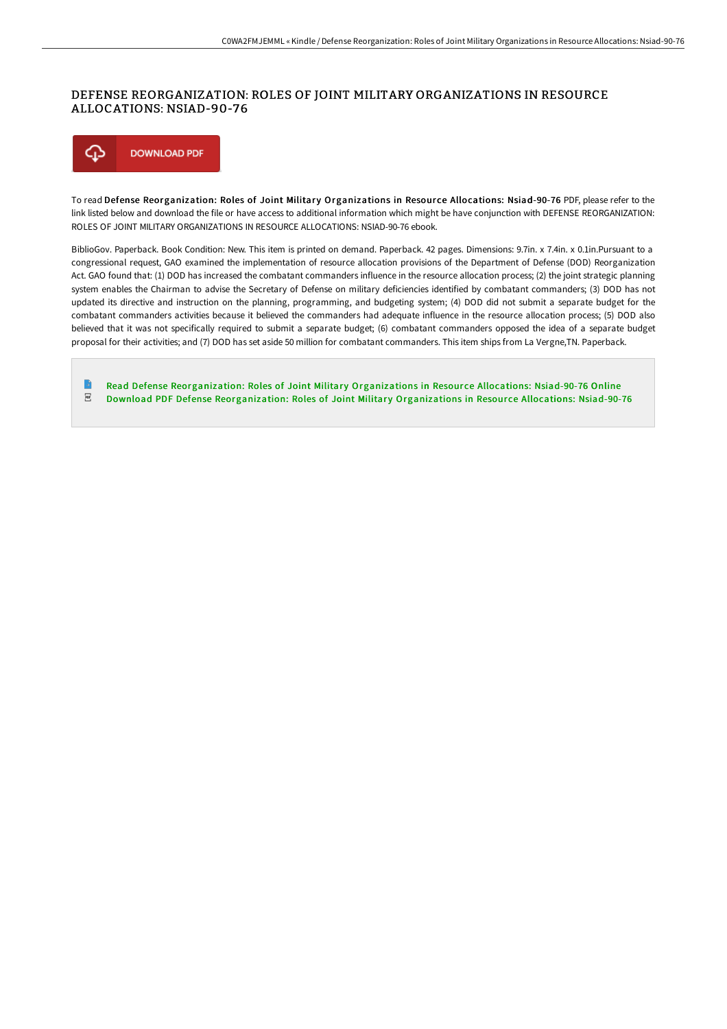# DEFENSE REORGANIZATION: ROLES OF JOINT MILITARY ORGANIZATIONS IN RESOURCE ALLOCATIONS: NSIAD-90-76

DOWNLOAD PDF

To read **Defense Reorganization: Roles of Joint Military Organizations in Resource Allocations: Nsiad-90-76** PDF, please refer to the link listed below and download the file or have access to additional information which might be have conjunction with DEFENSE REORGANIZATION: ROLES OF JOINT MILITARY ORGANIZATIONS IN RESOURCE ALLOCATIONS: NSIAD-90-76 ebook.

BiblioGov. Paperback. Book Condition: New. This item is printed on demand. Paperback. 42 pages. Dimensions: 9.7in. x 7.4in. x 0.1in.Pursuant to a congressional request, GAO examined the implementation of resource allocation provisions of the Department of Defense (DOD) Reorganization Act. GAO found that: (1) DOD has increased the combatant commanders influence in the resource allocation process; (2) the joint strategic planning system enables the Chairman to advise the Secretary of Defense on military deficiencies identified by combatant commanders; (3) DOD has not updated its directive and instruction on the planning, programming, and budgeting system; (4) DOD did not submit a separate budget for the combatant commanders activities because it believed the commanders had adequate influence in the resource allocation process; (5) DOD also believed that it was not specifically required to submit a separate budget; (6) combatant commanders opposed the idea of a separate budget proposal for their activities; and (7) DOD has set aside 50 million for combatant commanders. This item ships from La Vergne,TN. Paperback.

- Read Defense Reorganization: Roles of Joint Military Organizations in Resource Allocations: Nsiad-90-76 Online
- Download PDF Defense Reorganization: Roles of Joint Military Organizations in Resource Allocations: Nsiad-90-76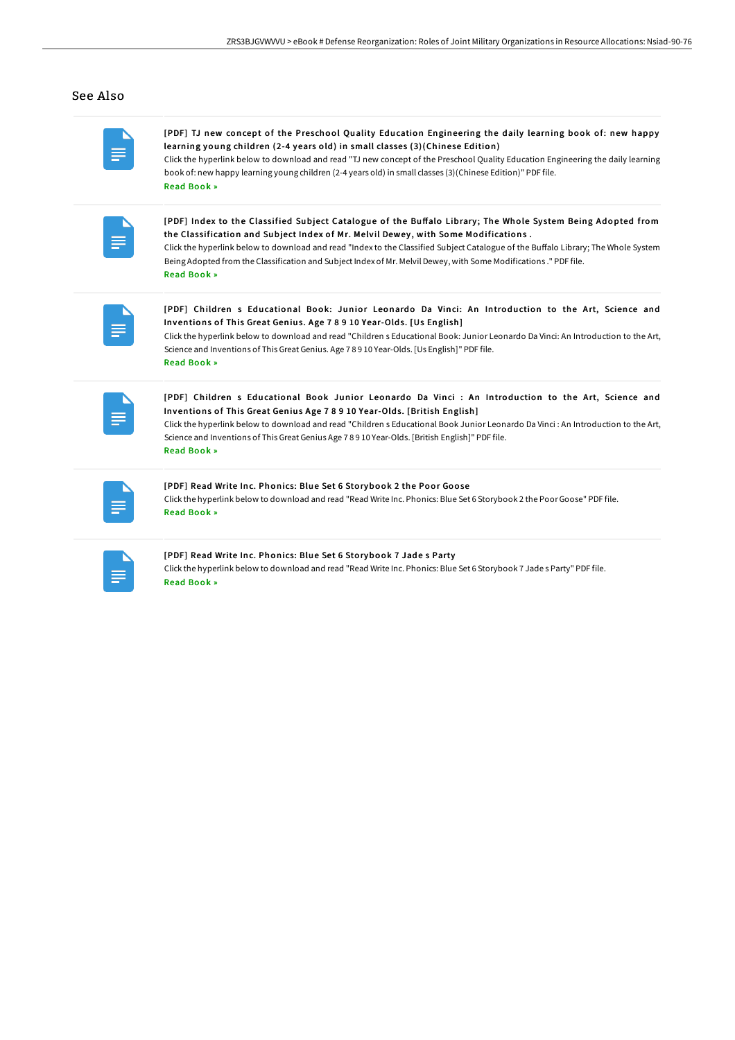## See Also

**[PDF] TJ new concept of the Preschool Quality Education Engineering the daily learning book of: new happy learning young children (2-4 years old) in small classes (3)(Chinese Edition)**

Click the hyperlink below to download and read "TJ new concept of the Preschool Quality Education Engineering the daily learning book of: new happy learning young children (2-4 years old) in small classes (3)(Chinese Edition)" PDF file.

Read Book »

**[PDF] Index to the Classified Subject Catalogue of the Buffalo Library; The Whole System Being Adopted from the Classification and Subject Index of Mr. Melvil Dewey, with Some Modifications .**

Click the hyperlink below to download and read "Index to the Classified Subject Catalogue of the Buffalo Library; The Whole System Being Adopted from the Classification and Subject Index of Mr. Melvil Dewey, with Some Modifications ." PDF file.

Read Book »

**[PDF] Children s Educational Book: Junior Leonardo Da Vinci: An Introduction to the Art, Science and Inventions of This Great Genius. Age 7 8 9 10 Year-Olds. [Us English]**

Click the hyperlink below to download and read "Children s Educational Book: Junior Leonardo Da Vinci: An Introduction to the Art, Science and Inventions of This Great Genius. Age 7 8 9 10 Year-Olds. [Us English]" PDF file.

Read Book »

**[PDF] Children s Educational Book Junior Leonardo Da Vinci : An Introduction to the Art, Science and Inventions of This Great Genius Age 7 8 9 10 Year-Olds. [British English]**

Click the hyperlink below to download and read "Children s Educational Book Junior Leonardo Da Vinci : An Introduction to the Art, Science and Inventions of This Great Genius Age 7 8 9 10 Year-Olds. [British English]" PDF file.

Read Book »

**[PDF] Read Write Inc. Phonics: Blue Set 6 Storybook 2 the Poor Goose**

Click the hyperlink below to download and read "Read Write Inc. Phonics: Blue Set 6 Storybook 2 the Poor Goose" PDF file.

Read Book »

**[PDF] Read Write Inc. Phonics: Blue Set 6 Storybook 7 Jade s Party**

Click the hyperlink below to download and read "Read Write Inc. Phonics: Blue Set 6 Storybook 7 Jade s Party" PDF file.

Read Book »